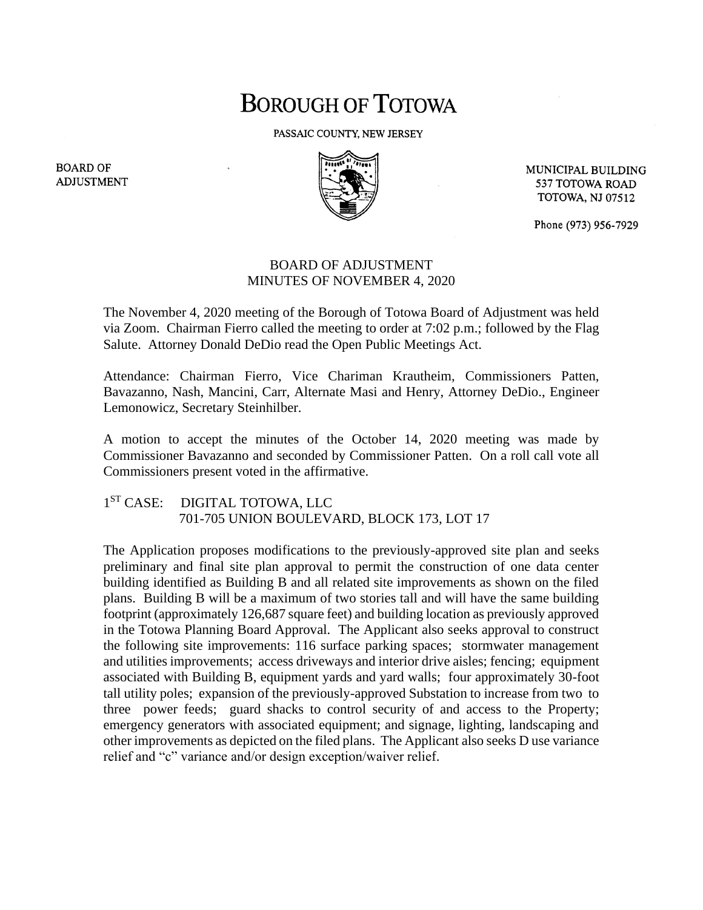# BOROUGH OF TOTOWA

PASSAIC COUNTY, NEW JERSEY

BOARD OF ADJUSTMENT

MUNICIPAL BUILDING
537 TOTOWA ROAD
TOTOWA, NJ 07512

Phone (973) 956-7929

## BOARD OF ADJUSTMENT
## MINUTES OF NOVEMBER 4, 2020

The November 4, 2020 meeting of the Borough of Totowa Board of Adjustment was held via Zoom. Chairman Fierro called the meeting to order at 7:02 p.m.; followed by the Flag Salute. Attorney Donald DeDio read the Open Public Meetings Act.

Attendance: Chairman Fierro, Vice Chariman Krautheim, Commissioners Patten, Bavazanno, Nash, Mancini, Carr, Alternate Masi and Henry, Attorney DeDio., Engineer Lemonowicz, Secretary Steinhilber.

A motion to accept the minutes of the October 14, 2020 meeting was made by Commissioner Bavazanno and seconded by Commissioner Patten. On a roll call vote all Commissioners present voted in the affirmative.

1ST CASE: DIGITAL TOTOWA, LLC
701-705 UNION BOULEVARD, BLOCK 173, LOT 17

The Application proposes modifications to the previously-approved site plan and seeks preliminary and final site plan approval to permit the construction of one data center building identified as Building B and all related site improvements as shown on the filed plans. Building B will be a maximum of two stories tall and will have the same building footprint (approximately 126,687 square feet) and building location as previously approved in the Totowa Planning Board Approval. The Applicant also seeks approval to construct the following site improvements: 116 surface parking spaces; stormwater management and utilities improvements; access driveways and interior drive aisles; fencing; equipment associated with Building B, equipment yards and yard walls; four approximately 30-foot tall utility poles; expansion of the previously-approved Substation to increase from two to three power feeds; guard shacks to control security of and access to the Property; emergency generators with associated equipment; and signage, lighting, landscaping and other improvements as depicted on the filed plans. The Applicant also seeks D use variance relief and "c" variance and/or design exception/waiver relief.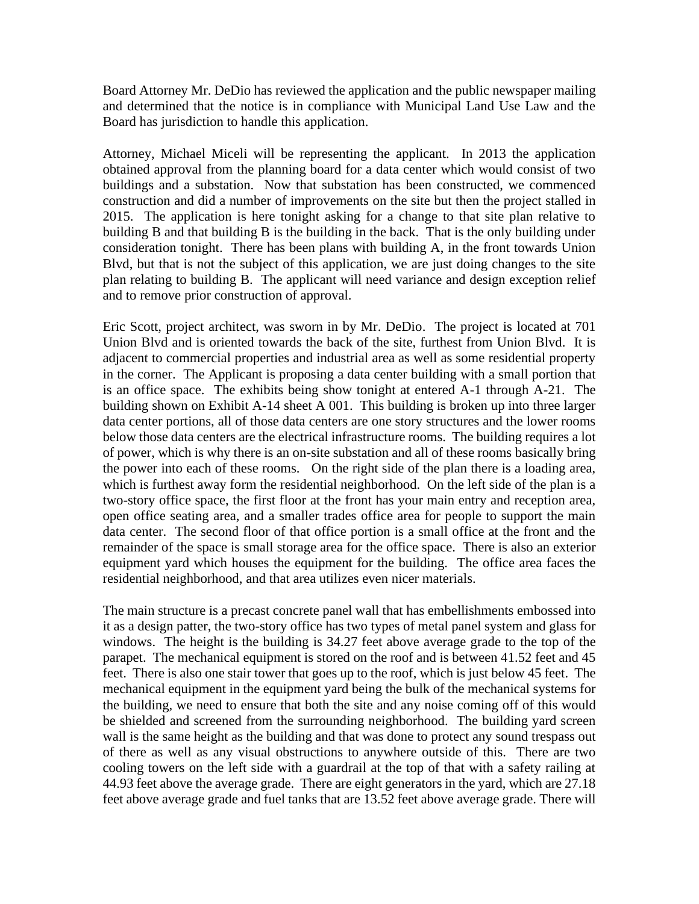Board Attorney Mr. DeDio has reviewed the application and the public newspaper mailing and determined that the notice is in compliance with Municipal Land Use Law and the Board has jurisdiction to handle this application.

Attorney, Michael Miceli will be representing the applicant. In 2013 the application obtained approval from the planning board for a data center which would consist of two buildings and a substation. Now that substation has been constructed, we commenced construction and did a number of improvements on the site but then the project stalled in 2015. The application is here tonight asking for a change to that site plan relative to building B and that building B is the building in the back. That is the only building under consideration tonight. There has been plans with building A, in the front towards Union Blvd, but that is not the subject of this application, we are just doing changes to the site plan relating to building B. The applicant will need variance and design exception relief and to remove prior construction of approval.

Eric Scott, project architect, was sworn in by Mr. DeDio. The project is located at 701 Union Blvd and is oriented towards the back of the site, furthest from Union Blvd. It is adjacent to commercial properties and industrial area as well as some residential property in the corner. The Applicant is proposing a data center building with a small portion that is an office space. The exhibits being show tonight at entered A-1 through A-21. The building shown on Exhibit A-14 sheet A 001. This building is broken up into three larger data center portions, all of those data centers are one story structures and the lower rooms below those data centers are the electrical infrastructure rooms. The building requires a lot of power, which is why there is an on-site substation and all of these rooms basically bring the power into each of these rooms. On the right side of the plan there is a loading area, which is furthest away form the residential neighborhood. On the left side of the plan is a two-story office space, the first floor at the front has your main entry and reception area, open office seating area, and a smaller trades office area for people to support the main data center. The second floor of that office portion is a small office at the front and the remainder of the space is small storage area for the office space. There is also an exterior equipment yard which houses the equipment for the building. The office area faces the residential neighborhood, and that area utilizes even nicer materials.

The main structure is a precast concrete panel wall that has embellishments embossed into it as a design patter, the two-story office has two types of metal panel system and glass for windows. The height is the building is 34.27 feet above average grade to the top of the parapet. The mechanical equipment is stored on the roof and is between 41.52 feet and 45 feet. There is also one stair tower that goes up to the roof, which is just below 45 feet. The mechanical equipment in the equipment yard being the bulk of the mechanical systems for the building, we need to ensure that both the site and any noise coming off of this would be shielded and screened from the surrounding neighborhood. The building yard screen wall is the same height as the building and that was done to protect any sound trespass out of there as well as any visual obstructions to anywhere outside of this. There are two cooling towers on the left side with a guardrail at the top of that with a safety railing at 44.93 feet above the average grade. There are eight generators in the yard, which are 27.18 feet above average grade and fuel tanks that are 13.52 feet above average grade. There will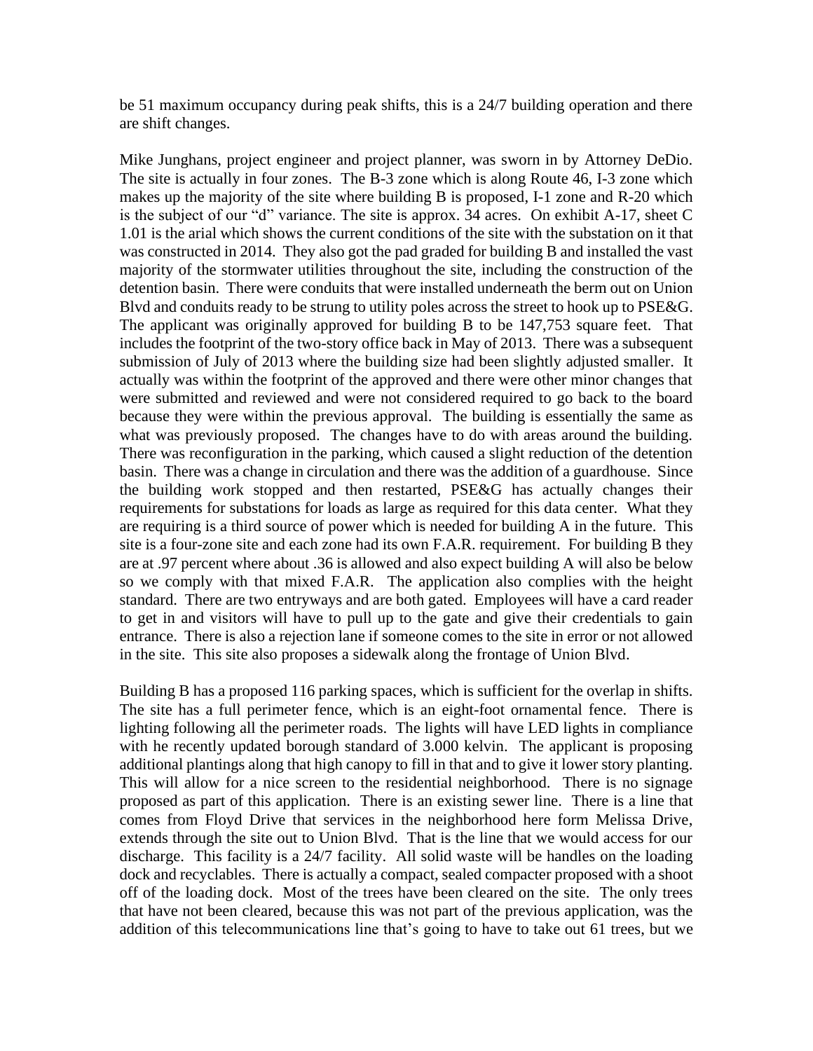be 51 maximum occupancy during peak shifts, this is a 24/7 building operation and there are shift changes.

Mike Junghans, project engineer and project planner, was sworn in by Attorney DeDio. The site is actually in four zones. The B-3 zone which is along Route 46, I-3 zone which makes up the majority of the site where building B is proposed, I-1 zone and R-20 which is the subject of our "d" variance. The site is approx. 34 acres. On exhibit A-17, sheet C 1.01 is the arial which shows the current conditions of the site with the substation on it that was constructed in 2014. They also got the pad graded for building B and installed the vast majority of the stormwater utilities throughout the site, including the construction of the detention basin. There were conduits that were installed underneath the berm out on Union Blvd and conduits ready to be strung to utility poles across the street to hook up to PSE&G. The applicant was originally approved for building B to be 147,753 square feet. That includes the footprint of the two-story office back in May of 2013. There was a subsequent submission of July of 2013 where the building size had been slightly adjusted smaller. It actually was within the footprint of the approved and there were other minor changes that were submitted and reviewed and were not considered required to go back to the board because they were within the previous approval. The building is essentially the same as what was previously proposed. The changes have to do with areas around the building. There was reconfiguration in the parking, which caused a slight reduction of the detention basin. There was a change in circulation and there was the addition of a guardhouse. Since the building work stopped and then restarted, PSE&G has actually changes their requirements for substations for loads as large as required for this data center. What they are requiring is a third source of power which is needed for building A in the future. This site is a four-zone site and each zone had its own F.A.R. requirement. For building B they are at .97 percent where about .36 is allowed and also expect building A will also be below so we comply with that mixed F.A.R. The application also complies with the height standard. There are two entryways and are both gated. Employees will have a card reader to get in and visitors will have to pull up to the gate and give their credentials to gain entrance. There is also a rejection lane if someone comes to the site in error or not allowed in the site. This site also proposes a sidewalk along the frontage of Union Blvd.

Building B has a proposed 116 parking spaces, which is sufficient for the overlap in shifts. The site has a full perimeter fence, which is an eight-foot ornamental fence. There is lighting following all the perimeter roads. The lights will have LED lights in compliance with he recently updated borough standard of 3.000 kelvin. The applicant is proposing additional plantings along that high canopy to fill in that and to give it lower story planting. This will allow for a nice screen to the residential neighborhood. There is no signage proposed as part of this application. There is an existing sewer line. There is a line that comes from Floyd Drive that services in the neighborhood here form Melissa Drive, extends through the site out to Union Blvd. That is the line that we would access for our discharge. This facility is a 24/7 facility. All solid waste will be handles on the loading dock and recyclables. There is actually a compact, sealed compacter proposed with a shoot off of the loading dock. Most of the trees have been cleared on the site. The only trees that have not been cleared, because this was not part of the previous application, was the addition of this telecommunications line that's going to have to take out 61 trees, but we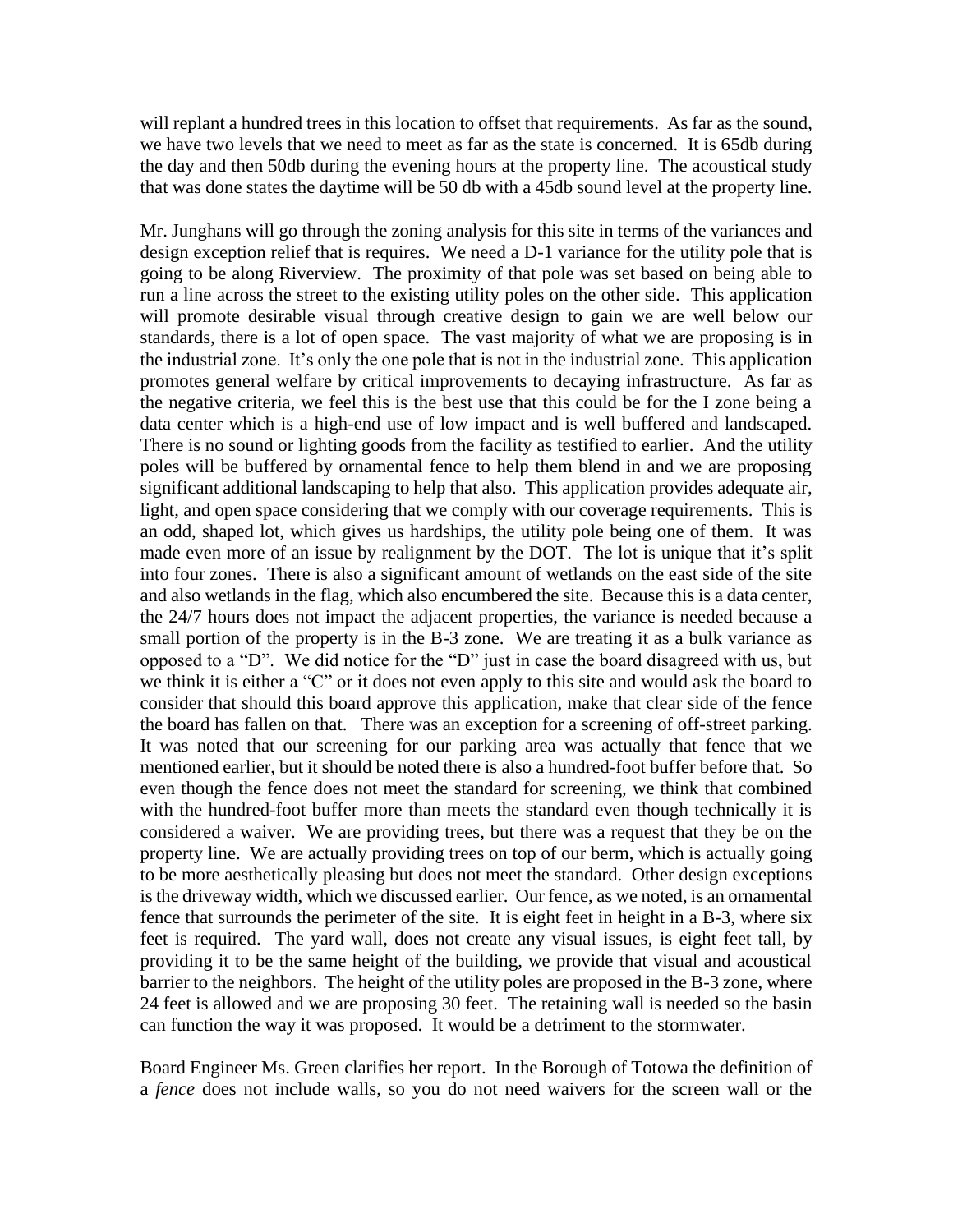will replant a hundred trees in this location to offset that requirements. As far as the sound, we have two levels that we need to meet as far as the state is concerned. It is 65db during the day and then 50db during the evening hours at the property line. The acoustical study that was done states the daytime will be 50 db with a 45db sound level at the property line.

Mr. Junghans will go through the zoning analysis for this site in terms of the variances and design exception relief that is requires. We need a D-1 variance for the utility pole that is going to be along Riverview. The proximity of that pole was set based on being able to run a line across the street to the existing utility poles on the other side. This application will promote desirable visual through creative design to gain we are well below our standards, there is a lot of open space. The vast majority of what we are proposing is in the industrial zone. It's only the one pole that is not in the industrial zone. This application promotes general welfare by critical improvements to decaying infrastructure. As far as the negative criteria, we feel this is the best use that this could be for the I zone being a data center which is a high-end use of low impact and is well buffered and landscaped. There is no sound or lighting goods from the facility as testified to earlier. And the utility poles will be buffered by ornamental fence to help them blend in and we are proposing significant additional landscaping to help that also. This application provides adequate air, light, and open space considering that we comply with our coverage requirements. This is an odd, shaped lot, which gives us hardships, the utility pole being one of them. It was made even more of an issue by realignment by the DOT. The lot is unique that it's split into four zones. There is also a significant amount of wetlands on the east side of the site and also wetlands in the flag, which also encumbered the site. Because this is a data center, the 24/7 hours does not impact the adjacent properties, the variance is needed because a small portion of the property is in the B-3 zone. We are treating it as a bulk variance as opposed to a "D". We did notice for the "D" just in case the board disagreed with us, but we think it is either a "C" or it does not even apply to this site and would ask the board to consider that should this board approve this application, make that clear side of the fence the board has fallen on that. There was an exception for a screening of off-street parking. It was noted that our screening for our parking area was actually that fence that we mentioned earlier, but it should be noted there is also a hundred-foot buffer before that. So even though the fence does not meet the standard for screening, we think that combined with the hundred-foot buffer more than meets the standard even though technically it is considered a waiver. We are providing trees, but there was a request that they be on the property line. We are actually providing trees on top of our berm, which is actually going to be more aesthetically pleasing but does not meet the standard. Other design exceptions is the driveway width, which we discussed earlier. Our fence, as we noted, is an ornamental fence that surrounds the perimeter of the site. It is eight feet in height in a B-3, where six feet is required. The yard wall, does not create any visual issues, is eight feet tall, by providing it to be the same height of the building, we provide that visual and acoustical barrier to the neighbors. The height of the utility poles are proposed in the B-3 zone, where 24 feet is allowed and we are proposing 30 feet. The retaining wall is needed so the basin can function the way it was proposed. It would be a detriment to the stormwater.

Board Engineer Ms. Green clarifies her report. In the Borough of Totowa the definition of a *fence* does not include walls, so you do not need waivers for the screen wall or the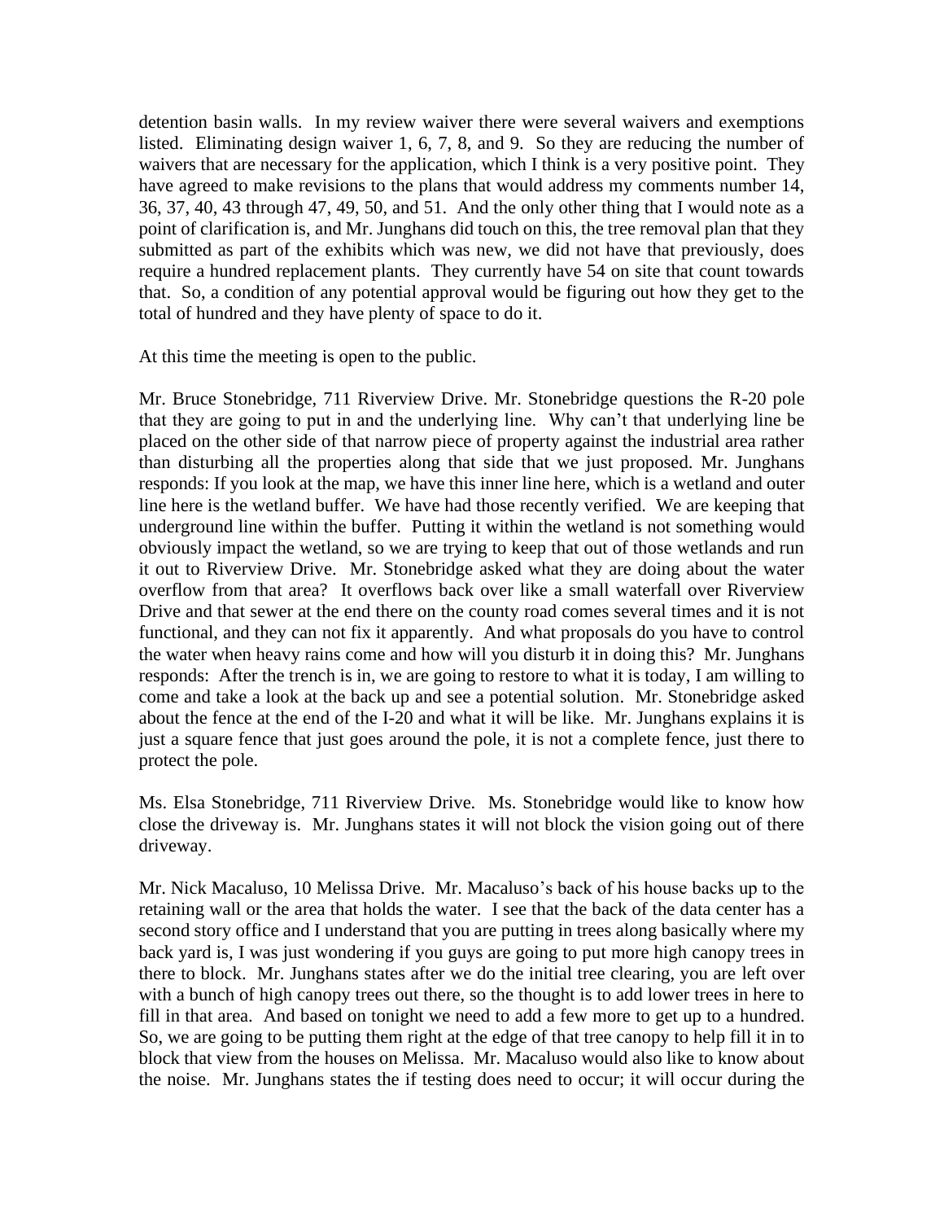detention basin walls. In my review waiver there were several waivers and exemptions listed. Eliminating design waiver 1, 6, 7, 8, and 9. So they are reducing the number of waivers that are necessary for the application, which I think is a very positive point. They have agreed to make revisions to the plans that would address my comments number 14, 36, 37, 40, 43 through 47, 49, 50, and 51. And the only other thing that I would note as a point of clarification is, and Mr. Junghans did touch on this, the tree removal plan that they submitted as part of the exhibits which was new, we did not have that previously, does require a hundred replacement plants. They currently have 54 on site that count towards that. So, a condition of any potential approval would be figuring out how they get to the total of hundred and they have plenty of space to do it.

At this time the meeting is open to the public.

Mr. Bruce Stonebridge, 711 Riverview Drive. Mr. Stonebridge questions the R-20 pole that they are going to put in and the underlying line. Why can't that underlying line be placed on the other side of that narrow piece of property against the industrial area rather than disturbing all the properties along that side that we just proposed. Mr. Junghans responds: If you look at the map, we have this inner line here, which is a wetland and outer line here is the wetland buffer. We have had those recently verified. We are keeping that underground line within the buffer. Putting it within the wetland is not something would obviously impact the wetland, so we are trying to keep that out of those wetlands and run it out to Riverview Drive. Mr. Stonebridge asked what they are doing about the water overflow from that area? It overflows back over like a small waterfall over Riverview Drive and that sewer at the end there on the county road comes several times and it is not functional, and they can not fix it apparently. And what proposals do you have to control the water when heavy rains come and how will you disturb it in doing this? Mr. Junghans responds: After the trench is in, we are going to restore to what it is today, I am willing to come and take a look at the back up and see a potential solution. Mr. Stonebridge asked about the fence at the end of the I-20 and what it will be like. Mr. Junghans explains it is just a square fence that just goes around the pole, it is not a complete fence, just there to protect the pole.

Ms. Elsa Stonebridge, 711 Riverview Drive. Ms. Stonebridge would like to know how close the driveway is. Mr. Junghans states it will not block the vision going out of there driveway.

Mr. Nick Macaluso, 10 Melissa Drive. Mr. Macaluso's back of his house backs up to the retaining wall or the area that holds the water. I see that the back of the data center has a second story office and I understand that you are putting in trees along basically where my back yard is, I was just wondering if you guys are going to put more high canopy trees in there to block. Mr. Junghans states after we do the initial tree clearing, you are left over with a bunch of high canopy trees out there, so the thought is to add lower trees in here to fill in that area. And based on tonight we need to add a few more to get up to a hundred. So, we are going to be putting them right at the edge of that tree canopy to help fill it in to block that view from the houses on Melissa. Mr. Macaluso would also like to know about the noise. Mr. Junghans states the if testing does need to occur; it will occur during the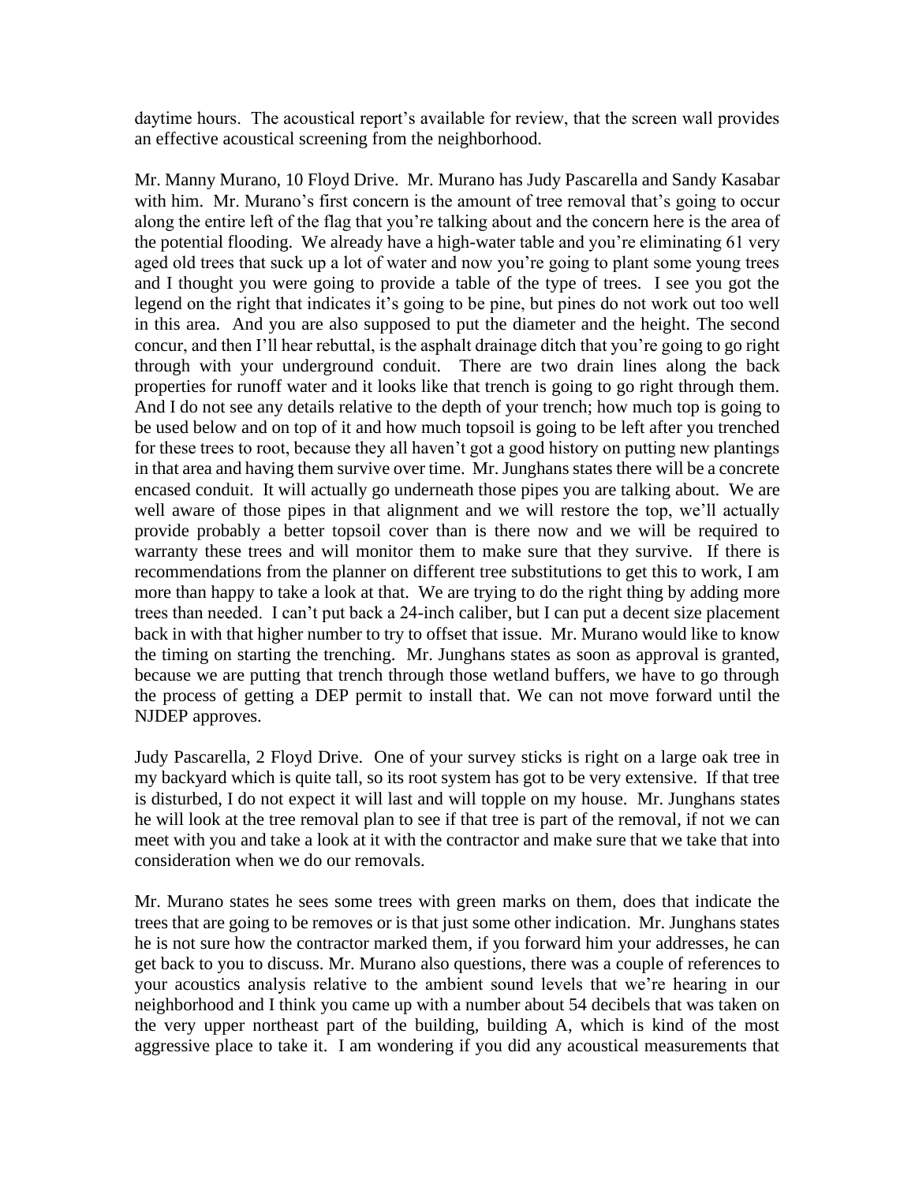daytime hours. The acoustical report's available for review, that the screen wall provides an effective acoustical screening from the neighborhood.

Mr. Manny Murano, 10 Floyd Drive. Mr. Murano has Judy Pascarella and Sandy Kasabar with him. Mr. Murano's first concern is the amount of tree removal that's going to occur along the entire left of the flag that you're talking about and the concern here is the area of the potential flooding. We already have a high-water table and you're eliminating 61 very aged old trees that suck up a lot of water and now you're going to plant some young trees and I thought you were going to provide a table of the type of trees. I see you got the legend on the right that indicates it's going to be pine, but pines do not work out too well in this area. And you are also supposed to put the diameter and the height. The second concur, and then I'll hear rebuttal, is the asphalt drainage ditch that you're going to go right through with your underground conduit. There are two drain lines along the back properties for runoff water and it looks like that trench is going to go right through them. And I do not see any details relative to the depth of your trench; how much top is going to be used below and on top of it and how much topsoil is going to be left after you trenched for these trees to root, because they all haven't got a good history on putting new plantings in that area and having them survive over time. Mr. Junghans states there will be a concrete encased conduit. It will actually go underneath those pipes you are talking about. We are well aware of those pipes in that alignment and we will restore the top, we'll actually provide probably a better topsoil cover than is there now and we will be required to warranty these trees and will monitor them to make sure that they survive. If there is recommendations from the planner on different tree substitutions to get this to work, I am more than happy to take a look at that. We are trying to do the right thing by adding more trees than needed. I can't put back a 24-inch caliber, but I can put a decent size placement back in with that higher number to try to offset that issue. Mr. Murano would like to know the timing on starting the trenching. Mr. Junghans states as soon as approval is granted, because we are putting that trench through those wetland buffers, we have to go through the process of getting a DEP permit to install that. We can not move forward until the NJDEP approves.

Judy Pascarella, 2 Floyd Drive. One of your survey sticks is right on a large oak tree in my backyard which is quite tall, so its root system has got to be very extensive. If that tree is disturbed, I do not expect it will last and will topple on my house. Mr. Junghans states he will look at the tree removal plan to see if that tree is part of the removal, if not we can meet with you and take a look at it with the contractor and make sure that we take that into consideration when we do our removals.

Mr. Murano states he sees some trees with green marks on them, does that indicate the trees that are going to be removes or is that just some other indication. Mr. Junghans states he is not sure how the contractor marked them, if you forward him your addresses, he can get back to you to discuss. Mr. Murano also questions, there was a couple of references to your acoustics analysis relative to the ambient sound levels that we're hearing in our neighborhood and I think you came up with a number about 54 decibels that was taken on the very upper northeast part of the building, building A, which is kind of the most aggressive place to take it. I am wondering if you did any acoustical measurements that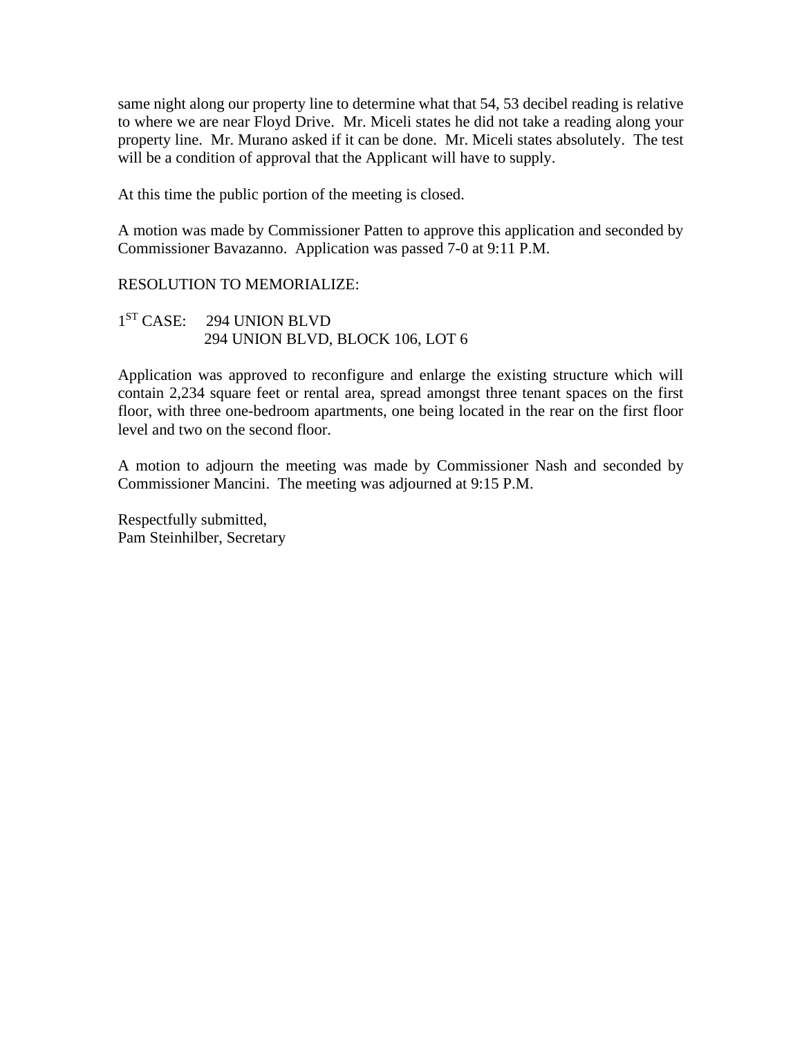same night along our property line to determine what that 54, 53 decibel reading is relative to where we are near Floyd Drive. Mr. Miceli states he did not take a reading along your property line. Mr. Murano asked if it can be done. Mr. Miceli states absolutely. The test will be a condition of approval that the Applicant will have to supply.

At this time the public portion of the meeting is closed.

A motion was made by Commissioner Patten to approve this application and seconded by Commissioner Bavazanno. Application was passed 7-0 at 9:11 P.M.

RESOLUTION TO MEMORIALIZE:

1ST CASE: 294 UNION BLVD
294 UNION BLVD, BLOCK 106, LOT 6

Application was approved to reconfigure and enlarge the existing structure which will contain 2,234 square feet or rental area, spread amongst three tenant spaces on the first floor, with three one-bedroom apartments, one being located in the rear on the first floor level and two on the second floor.

A motion to adjourn the meeting was made by Commissioner Nash and seconded by Commissioner Mancini. The meeting was adjourned at 9:15 P.M.

Respectfully submitted,
Pam Steinhilber, Secretary